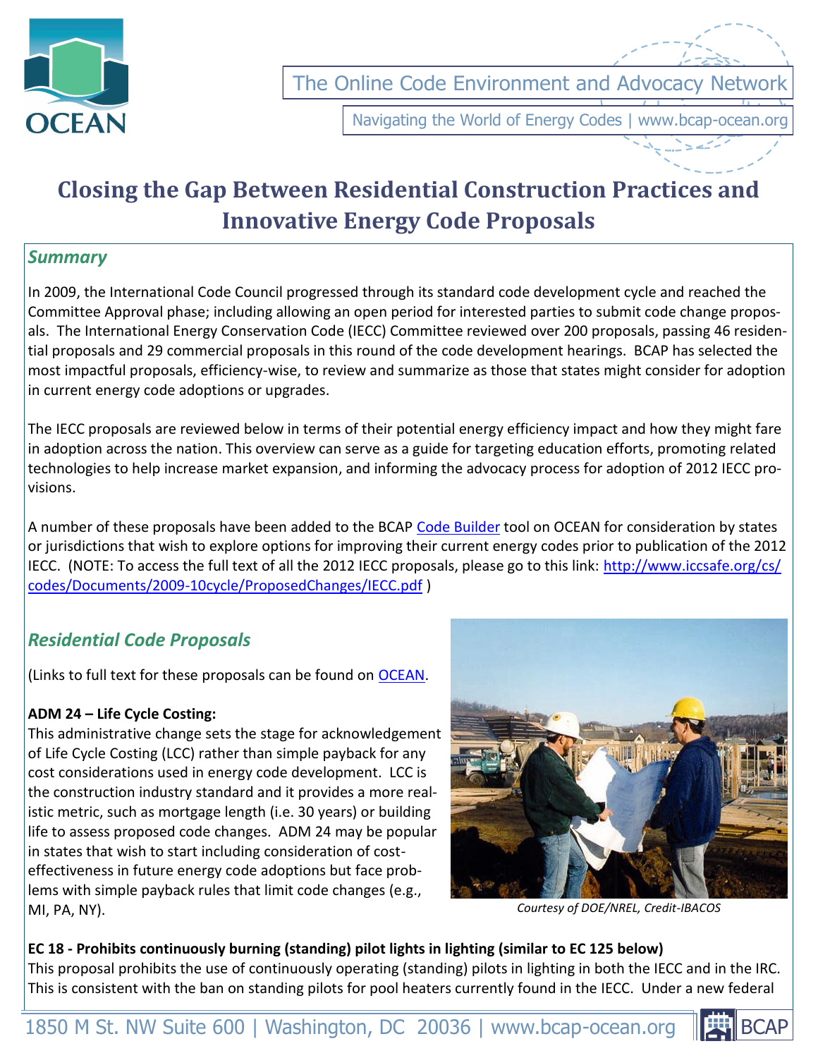OCEAN

The Online Code Environment and Advocacy Network

Navigating the World of Energy Codes | www.bcap-ocean.org

# Closing the Gap Between Residential Construction Practices and Innovative Energy Code Proposals

## *Summary*

In 2009, the International Code Council progressed through its standard code development cycle and reached the Committee Approval phase; including allowing an open period for interested parties to submit code change proposals. The International Energy Conservation Code (IECC) Committee reviewed over 200 proposals, passing 46 residential proposals and 29 commercial proposals in this round of the code development hearings. BCAP has selected the most impactful proposals, efficiency-wise, to review and summarize as those that states might consider for adoption in current energy code adoptions or upgrades.

The IECC proposals are reviewed below in terms of their potential energy efficiency impact and how they might fare in adoption across the nation. This overview can serve as a guide for targeting education efforts, promoting related technologies to help increase market expansion, and informing the advocacy process for adoption of 2012 IECC provisions.

A number of these proposals have been added to the BCAP Code Builder tool on OCEAN for consideration by states or jurisdictions that wish to explore options for improving their current energy codes prior to publication of the 2012 IECC. (NOTE: To access the full text of all the 2012 IECC proposals, please go to this link: http://www.iccsafe.org/cs/codes/Documents/2009-10cycle/ProposedChanges/IECC.pdf )

## *Residential Code Proposals*

(Links to full text for these proposals can be found on OCEAN.

**ADM 24 – Life Cycle Costing:**
This administrative change sets the stage for acknowledgement of Life Cycle Costing (LCC) rather than simple payback for any cost considerations used in energy code development. LCC is the construction industry standard and it provides a more realistic metric, such as mortgage length (i.e. 30 years) or building life to assess proposed code changes. ADM 24 may be popular in states that wish to start including consideration of cost-effectiveness in future energy code adoptions but face problems with simple payback rules that limit code changes (e.g., MI, PA, NY).

*Courtesy of DOE/NREL, Credit-IBACOS*

**EC 18 - Prohibits continuously burning (standing) pilot lights in lighting (similar to EC 125 below)**
This proposal prohibits the use of continuously operating (standing) pilots in lighting in both the IECC and in the IRC. This is consistent with the ban on standing pilots for pool heaters currently found in the IECC. Under a new federal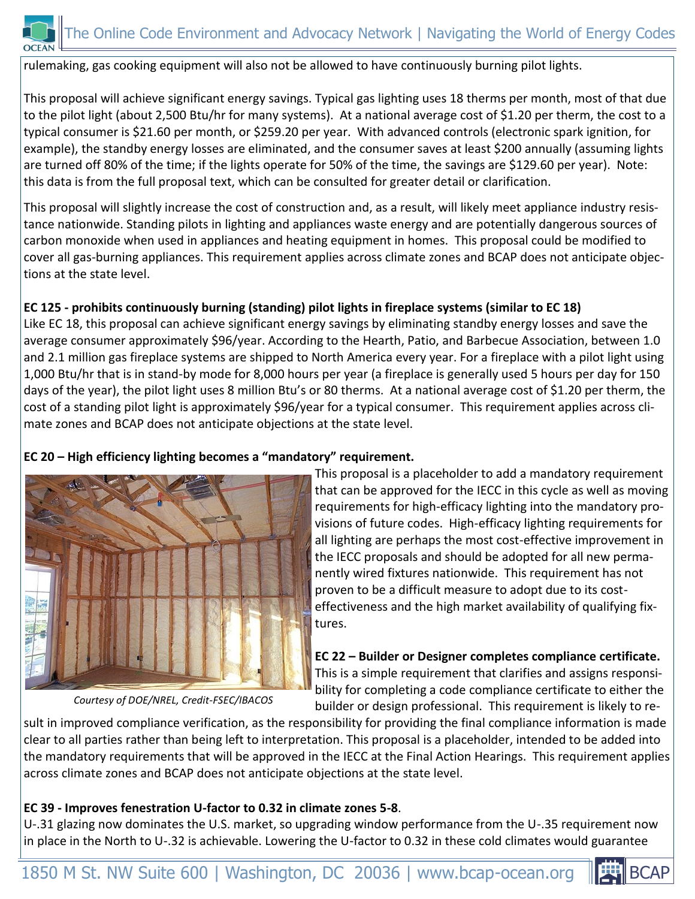rulemaking, gas cooking equipment will also not be allowed to have continuously burning pilot lights.

This proposal will achieve significant energy savings. Typical gas lighting uses 18 therms per month, most of that due to the pilot light (about 2,500 Btu/hr for many systems). At a national average cost of $1.20 per therm, the cost to a typical consumer is $21.60 per month, or $259.20 per year. With advanced controls (electronic spark ignition, for example), the standby energy losses are eliminated, and the consumer saves at least $200 annually (assuming lights are turned off 80% of the time; if the lights operate for 50% of the time, the savings are $129.60 per year). Note: this data is from the full proposal text, which can be consulted for greater detail or clarification.

This proposal will slightly increase the cost of construction and, as a result, will likely meet appliance industry resistance nationwide. Standing pilots in lighting and appliances waste energy and are potentially dangerous sources of carbon monoxide when used in appliances and heating equipment in homes. This proposal could be modified to cover all gas-burning appliances. This requirement applies across climate zones and BCAP does not anticipate objections at the state level.

**EC 125 - prohibits continuously burning (standing) pilot lights in fireplace systems (similar to EC 18)**

Like EC 18, this proposal can achieve significant energy savings by eliminating standby energy losses and save the average consumer approximately $96/year. According to the Hearth, Patio, and Barbecue Association, between 1.0 and 2.1 million gas fireplace systems are shipped to North America every year. For a fireplace with a pilot light using 1,000 Btu/hr that is in stand-by mode for 8,000 hours per year (a fireplace is generally used 5 hours per day for 150 days of the year), the pilot light uses 8 million Btu's or 80 therms. At a national average cost of $1.20 per therm, the cost of a standing pilot light is approximately $96/year for a typical consumer. This requirement applies across climate zones and BCAP does not anticipate objections at the state level.

**EC 20 – High efficiency lighting becomes a "mandatory" requirement.**

*Courtesy of DOE/NREL, Credit-FSEC/IBACOS*

This proposal is a placeholder to add a mandatory requirement that can be approved for the IECC in this cycle as well as moving requirements for high-efficacy lighting into the mandatory provisions of future codes. High-efficacy lighting requirements for all lighting are perhaps the most cost-effective improvement in the IECC proposals and should be adopted for all new permanently wired fixtures nationwide. This requirement has not proven to be a difficult measure to adopt due to its cost-effectiveness and the high market availability of qualifying fixtures.

**EC 22 – Builder or Designer completes compliance certificate.**

This is a simple requirement that clarifies and assigns responsibility for completing a code compliance certificate to either the builder or design professional. This requirement is likely to result in improved compliance verification, as the responsibility for providing the final compliance information is made clear to all parties rather than being left to interpretation. This proposal is a placeholder, intended to be added into the mandatory requirements that will be approved in the IECC at the Final Action Hearings. This requirement applies across climate zones and BCAP does not anticipate objections at the state level.

**EC 39 - Improves fenestration U-factor to 0.32 in climate zones 5-8**.

U-.31 glazing now dominates the U.S. market, so upgrading window performance from the U-.35 requirement now in place in the North to U-.32 is achievable. Lowering the U-factor to 0.32 in these cold climates would guarantee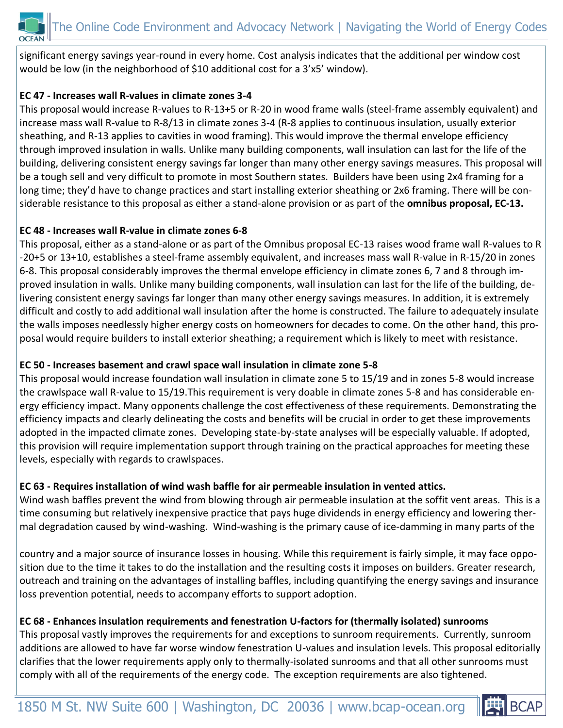significant energy savings year-round in every home. Cost analysis indicates that the additional per window cost would be low (in the neighborhood of $10 additional cost for a 3'x5' window).

**EC 47 - Increases wall R-values in climate zones 3-4**

This proposal would increase R-values to R-13+5 or R-20 in wood frame walls (steel-frame assembly equivalent) and increase mass wall R-value to R-8/13 in climate zones 3-4 (R-8 applies to continuous insulation, usually exterior sheathing, and R-13 applies to cavities in wood framing). This would improve the thermal envelope efficiency through improved insulation in walls. Unlike many building components, wall insulation can last for the life of the building, delivering consistent energy savings far longer than many other energy savings measures. This proposal will be a tough sell and very difficult to promote in most Southern states. Builders have been using 2x4 framing for a long time; they'd have to change practices and start installing exterior sheathing or 2x6 framing. There will be considerable resistance to this proposal as either a stand-alone provision or as part of the **omnibus proposal, EC-13.**

**EC 48 - Increases wall R-value in climate zones 6-8**

This proposal, either as a stand-alone or as part of the Omnibus proposal EC-13 raises wood frame wall R-values to R-20+5 or 13+10, establishes a steel-frame assembly equivalent, and increases mass wall R-value in R-15/20 in zones 6-8. This proposal considerably improves the thermal envelope efficiency in climate zones 6, 7 and 8 through improved insulation in walls. Unlike many building components, wall insulation can last for the life of the building, delivering consistent energy savings far longer than many other energy savings measures. In addition, it is extremely difficult and costly to add additional wall insulation after the home is constructed. The failure to adequately insulate the walls imposes needlessly higher energy costs on homeowners for decades to come. On the other hand, this proposal would require builders to install exterior sheathing; a requirement which is likely to meet with resistance.

**EC 50 - Increases basement and crawl space wall insulation in climate zone 5-8**

This proposal would increase foundation wall insulation in climate zone 5 to 15/19 and in zones 5-8 would increase the crawlspace wall R-value to 15/19.This requirement is very doable in climate zones 5-8 and has considerable energy efficiency impact. Many opponents challenge the cost effectiveness of these requirements. Demonstrating the efficiency impacts and clearly delineating the costs and benefits will be crucial in order to get these improvements adopted in the impacted climate zones. Developing state-by-state analyses will be especially valuable. If adopted, this provision will require implementation support through training on the practical approaches for meeting these levels, especially with regards to crawlspaces.

**EC 63 - Requires installation of wind wash baffle for air permeable insulation in vented attics.**

Wind wash baffles prevent the wind from blowing through air permeable insulation at the soffit vent areas. This is a time consuming but relatively inexpensive practice that pays huge dividends in energy efficiency and lowering thermal degradation caused by wind-washing. Wind-washing is the primary cause of ice-damming in many parts of the country and a major source of insurance losses in housing. While this requirement is fairly simple, it may face opposition due to the time it takes to do the installation and the resulting costs it imposes on builders. Greater research, outreach and training on the advantages of installing baffles, including quantifying the energy savings and insurance loss prevention potential, needs to accompany efforts to support adoption.

**EC 68 - Enhances insulation requirements and fenestration U-factors for (thermally isolated) sunrooms**

This proposal vastly improves the requirements for and exceptions to sunroom requirements. Currently, sunroom additions are allowed to have far worse window fenestration U-values and insulation levels. This proposal editorially clarifies that the lower requirements apply only to thermally-isolated sunrooms and that all other sunrooms must comply with all of the requirements of the energy code. The exception requirements are also tightened.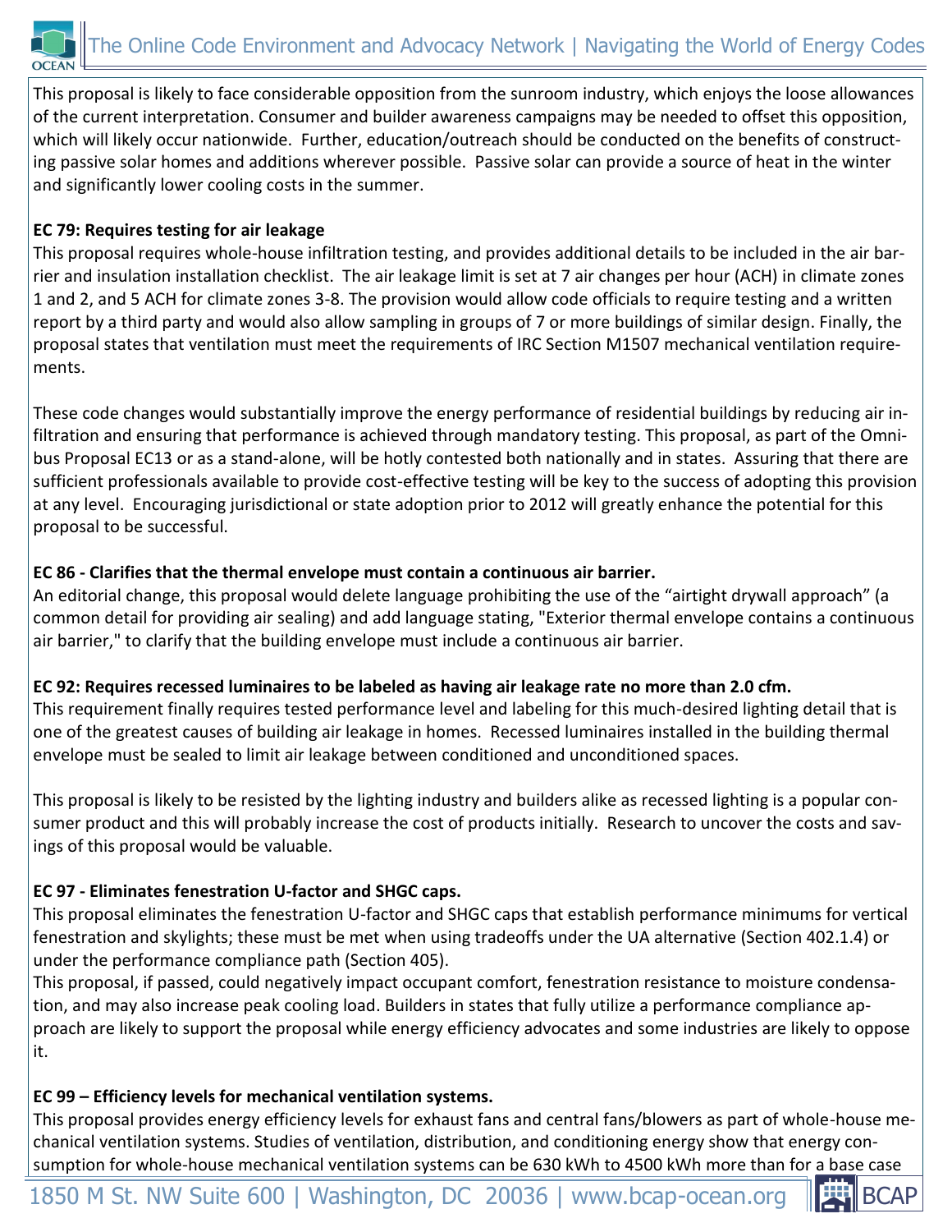This proposal is likely to face considerable opposition from the sunroom industry, which enjoys the loose allowances of the current interpretation. Consumer and builder awareness campaigns may be needed to offset this opposition, which will likely occur nationwide. Further, education/outreach should be conducted on the benefits of constructing passive solar homes and additions wherever possible. Passive solar can provide a source of heat in the winter and significantly lower cooling costs in the summer.

**EC 79: Requires testing for air leakage**

This proposal requires whole-house infiltration testing, and provides additional details to be included in the air barrier and insulation installation checklist. The air leakage limit is set at 7 air changes per hour (ACH) in climate zones 1 and 2, and 5 ACH for climate zones 3-8. The provision would allow code officials to require testing and a written report by a third party and would also allow sampling in groups of 7 or more buildings of similar design. Finally, the proposal states that ventilation must meet the requirements of IRC Section M1507 mechanical ventilation requirements.

These code changes would substantially improve the energy performance of residential buildings by reducing air infiltration and ensuring that performance is achieved through mandatory testing. This proposal, as part of the Omnibus Proposal EC13 or as a stand-alone, will be hotly contested both nationally and in states. Assuring that there are sufficient professionals available to provide cost-effective testing will be key to the success of adopting this provision at any level. Encouraging jurisdictional or state adoption prior to 2012 will greatly enhance the potential for this proposal to be successful.

**EC 86 - Clarifies that the thermal envelope must contain a continuous air barrier.**

An editorial change, this proposal would delete language prohibiting the use of the "airtight drywall approach" (a common detail for providing air sealing) and add language stating, "Exterior thermal envelope contains a continuous air barrier," to clarify that the building envelope must include a continuous air barrier.

**EC 92: Requires recessed luminaires to be labeled as having air leakage rate no more than 2.0 cfm.**

This requirement finally requires tested performance level and labeling for this much-desired lighting detail that is one of the greatest causes of building air leakage in homes. Recessed luminaires installed in the building thermal envelope must be sealed to limit air leakage between conditioned and unconditioned spaces.

This proposal is likely to be resisted by the lighting industry and builders alike as recessed lighting is a popular consumer product and this will probably increase the cost of products initially. Research to uncover the costs and savings of this proposal would be valuable.

**EC 97 - Eliminates fenestration U-factor and SHGC caps.**

This proposal eliminates the fenestration U-factor and SHGC caps that establish performance minimums for vertical fenestration and skylights; these must be met when using tradeoffs under the UA alternative (Section 402.1.4) or under the performance compliance path (Section 405).

This proposal, if passed, could negatively impact occupant comfort, fenestration resistance to moisture condensation, and may also increase peak cooling load. Builders in states that fully utilize a performance compliance approach are likely to support the proposal while energy efficiency advocates and some industries are likely to oppose it.

**EC 99 – Efficiency levels for mechanical ventilation systems.**

This proposal provides energy efficiency levels for exhaust fans and central fans/blowers as part of whole-house mechanical ventilation systems. Studies of ventilation, distribution, and conditioning energy show that energy consumption for whole-house mechanical ventilation systems can be 630 kWh to 4500 kWh more than for a base case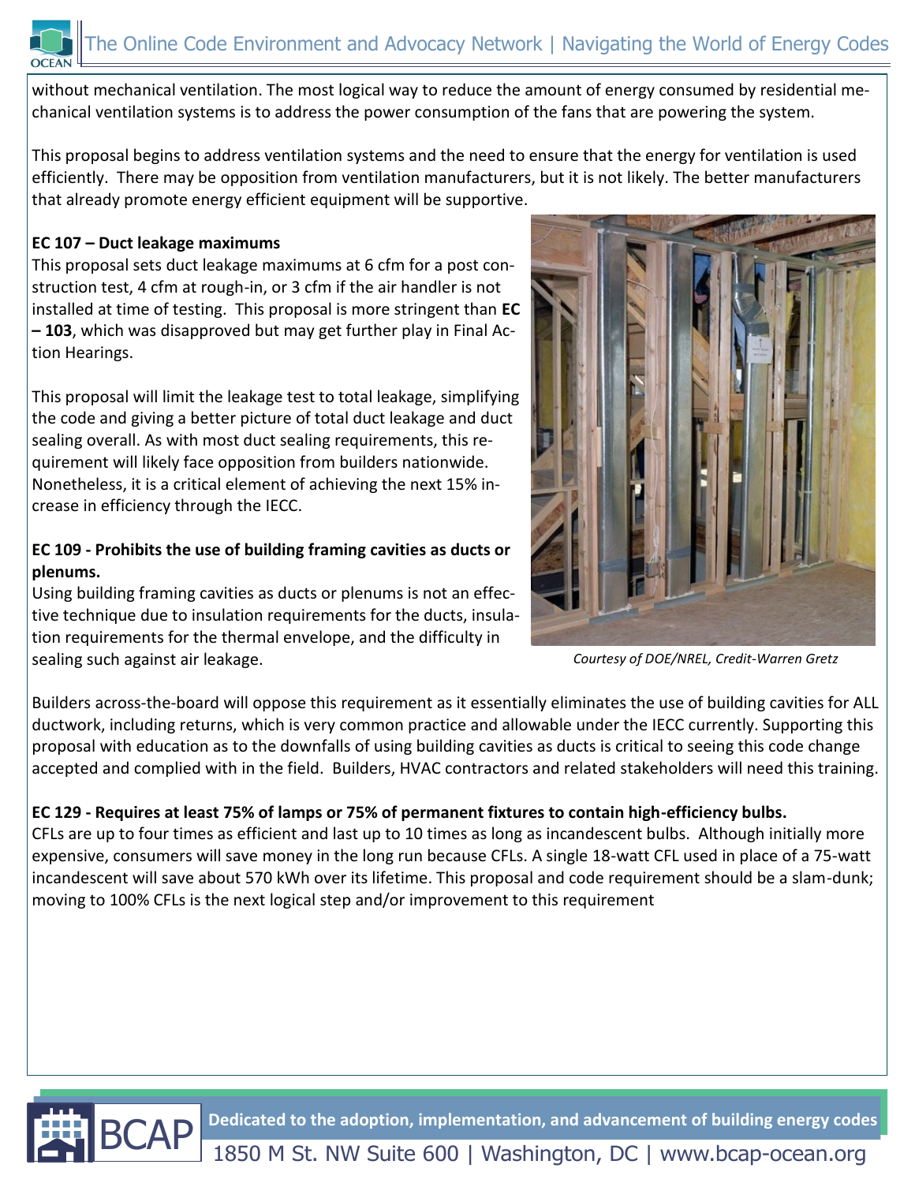without mechanical ventilation. The most logical way to reduce the amount of energy consumed by residential mechanical ventilation systems is to address the power consumption of the fans that are powering the system.

This proposal begins to address ventilation systems and the need to ensure that the energy for ventilation is used efficiently. There may be opposition from ventilation manufacturers, but it is not likely. The better manufacturers that already promote energy efficient equipment will be supportive.

**EC 107 – Duct leakage maximums**

This proposal sets duct leakage maximums at 6 cfm for a post construction test, 4 cfm at rough-in, or 3 cfm if the air handler is not installed at time of testing. This proposal is more stringent than **EC – 103**, which was disapproved but may get further play in Final Action Hearings.

This proposal will limit the leakage test to total leakage, simplifying the code and giving a better picture of total duct leakage and duct sealing overall. As with most duct sealing requirements, this requirement will likely face opposition from builders nationwide. Nonetheless, it is a critical element of achieving the next 15% increase in efficiency through the IECC.

**EC 109 - Prohibits the use of building framing cavities as ducts or plenums.**

Using building framing cavities as ducts or plenums is not an effective technique due to insulation requirements for the ducts, insulation requirements for the thermal envelope, and the difficulty in sealing such against air leakage.

*Courtesy of DOE/NREL, Credit-Warren Gretz*

Builders across-the-board will oppose this requirement as it essentially eliminates the use of building cavities for ALL ductwork, including returns, which is very common practice and allowable under the IECC currently. Supporting this proposal with education as to the downfalls of using building cavities as ducts is critical to seeing this code change accepted and complied with in the field. Builders, HVAC contractors and related stakeholders will need this training.

**EC 129 - Requires at least 75% of lamps or 75% of permanent fixtures to contain high-efficiency bulbs.**

CFLs are up to four times as efficient and last up to 10 times as long as incandescent bulbs. Although initially more expensive, consumers will save money in the long run because CFLs. A single 18-watt CFL used in place of a 75-watt incandescent will save about 570 kWh over its lifetime. This proposal and code requirement should be a slam-dunk; moving to 100% CFLs is the next logical step and/or improvement to this requirement